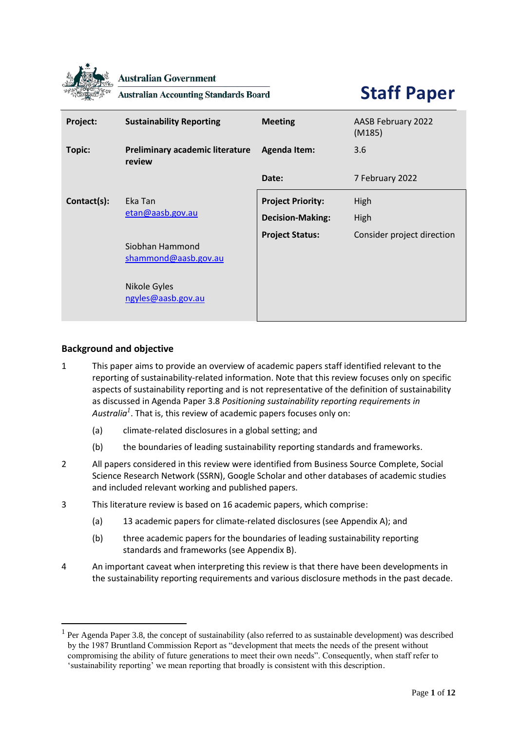Australian Government

Australian Accounting Standards Board

# Staff Paper

| Project: | Sustainability Reporting | Meeting | AASB February 2022 (M185) |
|---|---|---|---|
| Topic: | Preliminary academic literature review | Agenda Item: | 3.6 |
| | | Date: | 7 February 2022 |
| Contact(s): | Eka Tan etan@aasb.gov.au<br><br>Siobhan Hammond shammond@aasb.gov.au<br><br>Nikole Gyles ngyles@aasb.gov.au | Project Priority:<br>Decision-Making:<br>Project Status: | High<br>High<br>Consider project direction |

## Background and objective

1 This paper aims to provide an overview of academic papers staff identified relevant to the reporting of sustainability-related information. Note that this review focuses only on specific aspects of sustainability reporting and is not representative of the definition of sustainability as discussed in Agenda Paper 3.8 *Positioning sustainability reporting requirements in Australia*[1]. That is, this review of academic papers focuses only on:

(a) climate-related disclosures in a global setting; and

(b) the boundaries of leading sustainability reporting standards and frameworks.

2 All papers considered in this review were identified from Business Source Complete, Social Science Research Network (SSRN), Google Scholar and other databases of academic studies and included relevant working and published papers.

3 This literature review is based on 16 academic papers, which comprise:

(a) 13 academic papers for climate-related disclosures (see Appendix A); and

(b) three academic papers for the boundaries of leading sustainability reporting standards and frameworks (see Appendix B).

4 An important caveat when interpreting this review is that there have been developments in the sustainability reporting requirements and various disclosure methods in the past decade.

[1] Per Agenda Paper 3.8, the concept of sustainability (also referred to as sustainable development) was described by the 1987 Bruntland Commission Report as "development that meets the needs of the present without compromising the ability of future generations to meet their own needs". Consequently, when staff refer to 'sustainability reporting' we mean reporting that broadly is consistent with this description.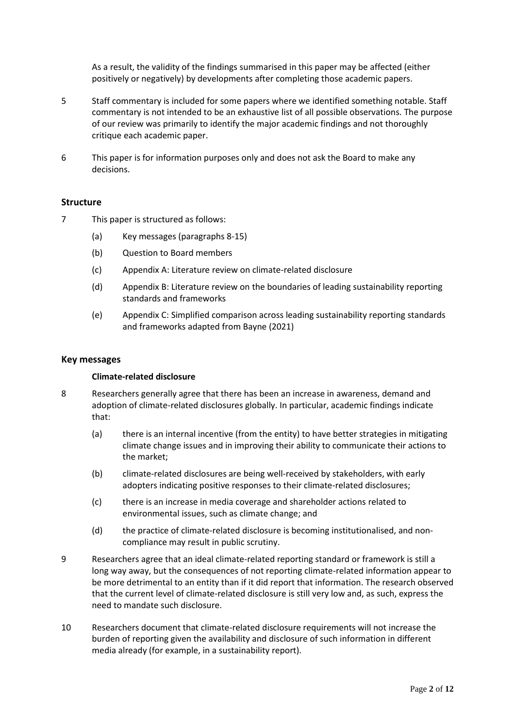As a result, the validity of the findings summarised in this paper may be affected (either positively or negatively) by developments after completing those academic papers.

5 Staff commentary is included for some papers where we identified something notable. Staff commentary is not intended to be an exhaustive list of all possible observations. The purpose of our review was primarily to identify the major academic findings and not thoroughly critique each academic paper.

6 This paper is for information purposes only and does not ask the Board to make any decisions.

## Structure

7 This paper is structured as follows:

(a) Key messages (paragraphs 8-15)

(b) Question to Board members

(c) Appendix A: Literature review on climate-related disclosure

(d) Appendix B: Literature review on the boundaries of leading sustainability reporting standards and frameworks

(e) Appendix C: Simplified comparison across leading sustainability reporting standards and frameworks adapted from Bayne (2021)

## Key messages

### Climate-related disclosure

8 Researchers generally agree that there has been an increase in awareness, demand and adoption of climate-related disclosures globally. In particular, academic findings indicate that:

(a) there is an internal incentive (from the entity) to have better strategies in mitigating climate change issues and in improving their ability to communicate their actions to the market;

(b) climate-related disclosures are being well-received by stakeholders, with early adopters indicating positive responses to their climate-related disclosures;

(c) there is an increase in media coverage and shareholder actions related to environmental issues, such as climate change; and

(d) the practice of climate-related disclosure is becoming institutionalised, and non-compliance may result in public scrutiny.

9 Researchers agree that an ideal climate-related reporting standard or framework is still a long way away, but the consequences of not reporting climate-related information appear to be more detrimental to an entity than if it did report that information. The research observed that the current level of climate-related disclosure is still very low and, as such, express the need to mandate such disclosure.

10 Researchers document that climate-related disclosure requirements will not increase the burden of reporting given the availability and disclosure of such information in different media already (for example, in a sustainability report).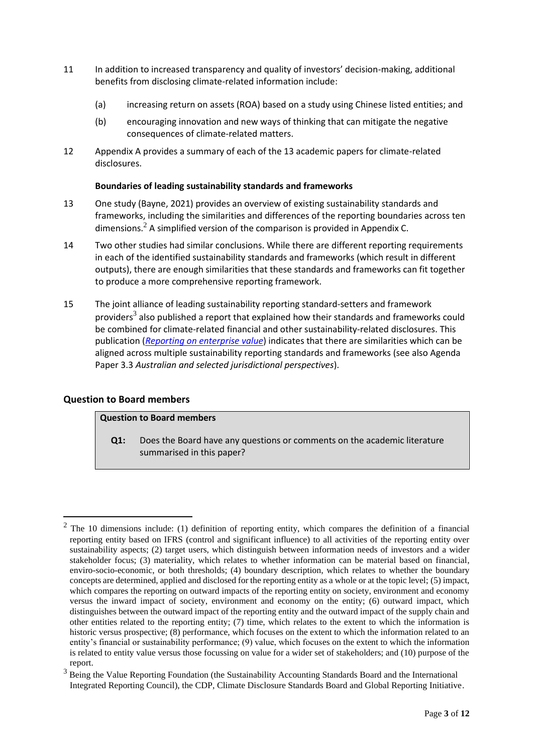11 In addition to increased transparency and quality of investors' decision-making, additional benefits from disclosing climate-related information include:

(a) increasing return on assets (ROA) based on a study using Chinese listed entities; and

(b) encouraging innovation and new ways of thinking that can mitigate the negative consequences of climate-related matters.

12 Appendix A provides a summary of each of the 13 academic papers for climate-related disclosures.

**Boundaries of leading sustainability standards and frameworks**

13 One study (Bayne, 2021) provides an overview of existing sustainability standards and frameworks, including the similarities and differences of the reporting boundaries across ten dimensions.[2] A simplified version of the comparison is provided in Appendix C.

14 Two other studies had similar conclusions. While there are different reporting requirements in each of the identified sustainability standards and frameworks (which result in different outputs), there are enough similarities that these standards and frameworks can fit together to produce a more comprehensive reporting framework.

15 The joint alliance of leading sustainability reporting standard-setters and framework providers[3] also published a report that explained how their standards and frameworks could be combined for climate-related financial and other sustainability-related disclosures. This publication (*Reporting on enterprise value*) indicates that there are similarities which can be aligned across multiple sustainability reporting standards and frameworks (see also Agenda Paper 3.3 *Australian and selected jurisdictional perspectives*).

## Question to Board members

**Question to Board members**

**Q1:** Does the Board have any questions or comments on the academic literature summarised in this paper?

---

[2] The 10 dimensions include: (1) definition of reporting entity, which compares the definition of a financial reporting entity based on IFRS (control and significant influence) to all activities of the reporting entity over sustainability aspects; (2) target users, which distinguish between information needs of investors and a wider stakeholder focus; (3) materiality, which relates to whether information can be material based on financial, enviro-socio-economic, or both thresholds; (4) boundary description, which relates to whether the boundary concepts are determined, applied and disclosed for the reporting entity as a whole or at the topic level; (5) impact, which compares the reporting on outward impacts of the reporting entity on society, environment and economy versus the inward impact of society, environment and economy on the entity; (6) outward impact, which distinguishes between the outward impact of the reporting entity and the outward impact of the supply chain and other entities related to the reporting entity; (7) time, which relates to the extent to which the information is historic versus prospective; (8) performance, which focuses on the extent to which the information related to an entity's financial or sustainability performance; (9) value, which focuses on the extent to which the information is related to entity value versus those focussing on value for a wider set of stakeholders; and (10) purpose of the report.

[3] Being the Value Reporting Foundation (the Sustainability Accounting Standards Board and the International Integrated Reporting Council), the CDP, Climate Disclosure Standards Board and Global Reporting Initiative.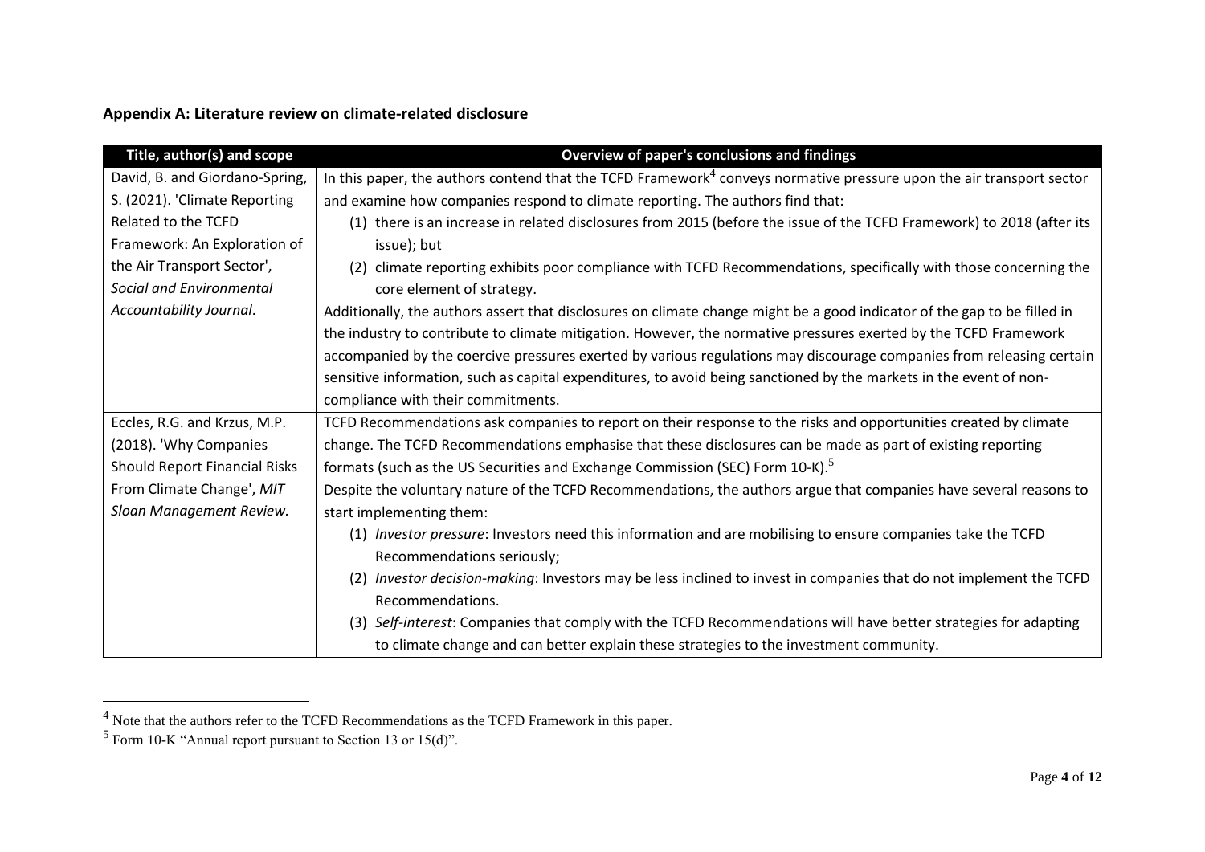**Appendix A: Literature review on climate-related disclosure**

| Title, author(s) and scope | Overview of paper's conclusions and findings |
| --- | --- |
| David, B. and Giordano-Spring, S. (2021). 'Climate Reporting Related to the TCFD Framework: An Exploration of the Air Transport Sector', *Social and Environmental Accountability Journal*. | In this paper, the authors contend that the TCFD Framework[4] conveys normative pressure upon the air transport sector and examine how companies respond to climate reporting. The authors find that:<br>(1) there is an increase in related disclosures from 2015 (before the issue of the TCFD Framework) to 2018 (after its issue); but<br>(2) climate reporting exhibits poor compliance with TCFD Recommendations, specifically with those concerning the core element of strategy.<br>Additionally, the authors assert that disclosures on climate change might be a good indicator of the gap to be filled in the industry to contribute to climate mitigation. However, the normative pressures exerted by the TCFD Framework accompanied by the coercive pressures exerted by various regulations may discourage companies from releasing certain sensitive information, such as capital expenditures, to avoid being sanctioned by the markets in the event of non-compliance with their commitments. |
| Eccles, R.G. and Krzus, M.P. (2018). 'Why Companies Should Report Financial Risks From Climate Change', *MIT Sloan Management Review.* | TCFD Recommendations ask companies to report on their response to the risks and opportunities created by climate change. The TCFD Recommendations emphasise that these disclosures can be made as part of existing reporting formats (such as the US Securities and Exchange Commission (SEC) Form 10-K).[5]<br>Despite the voluntary nature of the TCFD Recommendations, the authors argue that companies have several reasons to start implementing them:<br>(1) *Investor pressure*: Investors need this information and are mobilising to ensure companies take the TCFD Recommendations seriously;<br>(2) *Investor decision-making*: Investors may be less inclined to invest in companies that do not implement the TCFD Recommendations.<br>(3) *Self-interest*: Companies that comply with the TCFD Recommendations will have better strategies for adapting to climate change and can better explain these strategies to the investment community. |

[4] Note that the authors refer to the TCFD Recommendations as the TCFD Framework in this paper.

[5] Form 10-K "Annual report pursuant to Section 13 or 15(d)".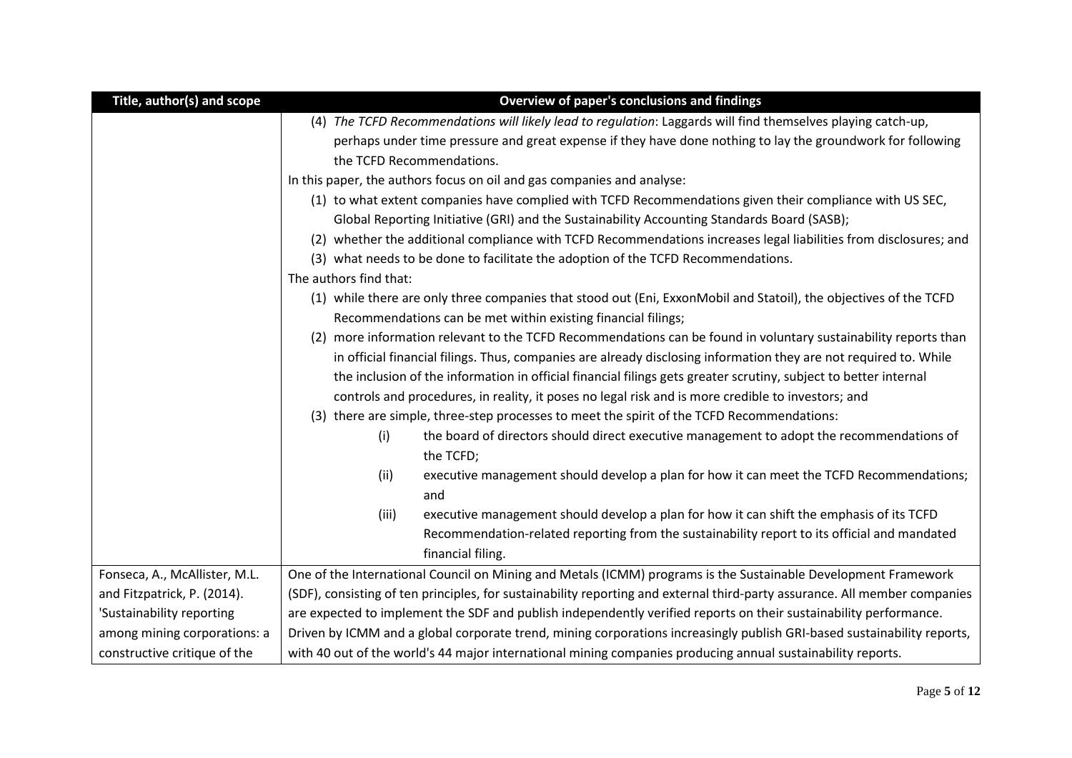| Title, author(s) and scope | Overview of paper's conclusions and findings |
| --- | --- |
| | (4) *The TCFD Recommendations will likely lead to regulation*: Laggards will find themselves playing catch-up, perhaps under time pressure and great expense if they have done nothing to lay the groundwork for following the TCFD Recommendations.<br>In this paper, the authors focus on oil and gas companies and analyse:<br>(1) to what extent companies have complied with TCFD Recommendations given their compliance with US SEC, Global Reporting Initiative (GRI) and the Sustainability Accounting Standards Board (SASB);<br>(2) whether the additional compliance with TCFD Recommendations increases legal liabilities from disclosures; and<br>(3) what needs to be done to facilitate the adoption of the TCFD Recommendations.<br>The authors find that:<br>(1) while there are only three companies that stood out (Eni, ExxonMobil and Statoil), the objectives of the TCFD Recommendations can be met within existing financial filings;<br>(2) more information relevant to the TCFD Recommendations can be found in voluntary sustainability reports than in official financial filings. Thus, companies are already disclosing information they are not required to. While the inclusion of the information in official financial filings gets greater scrutiny, subject to better internal controls and procedures, in reality, it poses no legal risk and is more credible to investors; and<br>(3) there are simple, three-step processes to meet the spirit of the TCFD Recommendations:<br>(i) the board of directors should direct executive management to adopt the recommendations of the TCFD;<br>(ii) executive management should develop a plan for how it can meet the TCFD Recommendations; and<br>(iii) executive management should develop a plan for how it can shift the emphasis of its TCFD Recommendation-related reporting from the sustainability report to its official and mandated financial filing. |
| Fonseca, A., McAllister, M.L. and Fitzpatrick, P. (2014). 'Sustainability reporting among mining corporations: a constructive critique of the | One of the International Council on Mining and Metals (ICMM) programs is the Sustainable Development Framework (SDF), consisting of ten principles, for sustainability reporting and external third-party assurance. All member companies are expected to implement the SDF and publish independently verified reports on their sustainability performance. Driven by ICMM and a global corporate trend, mining corporations increasingly publish GRI-based sustainability reports, with 40 out of the world's 44 major international mining companies producing annual sustainability reports. |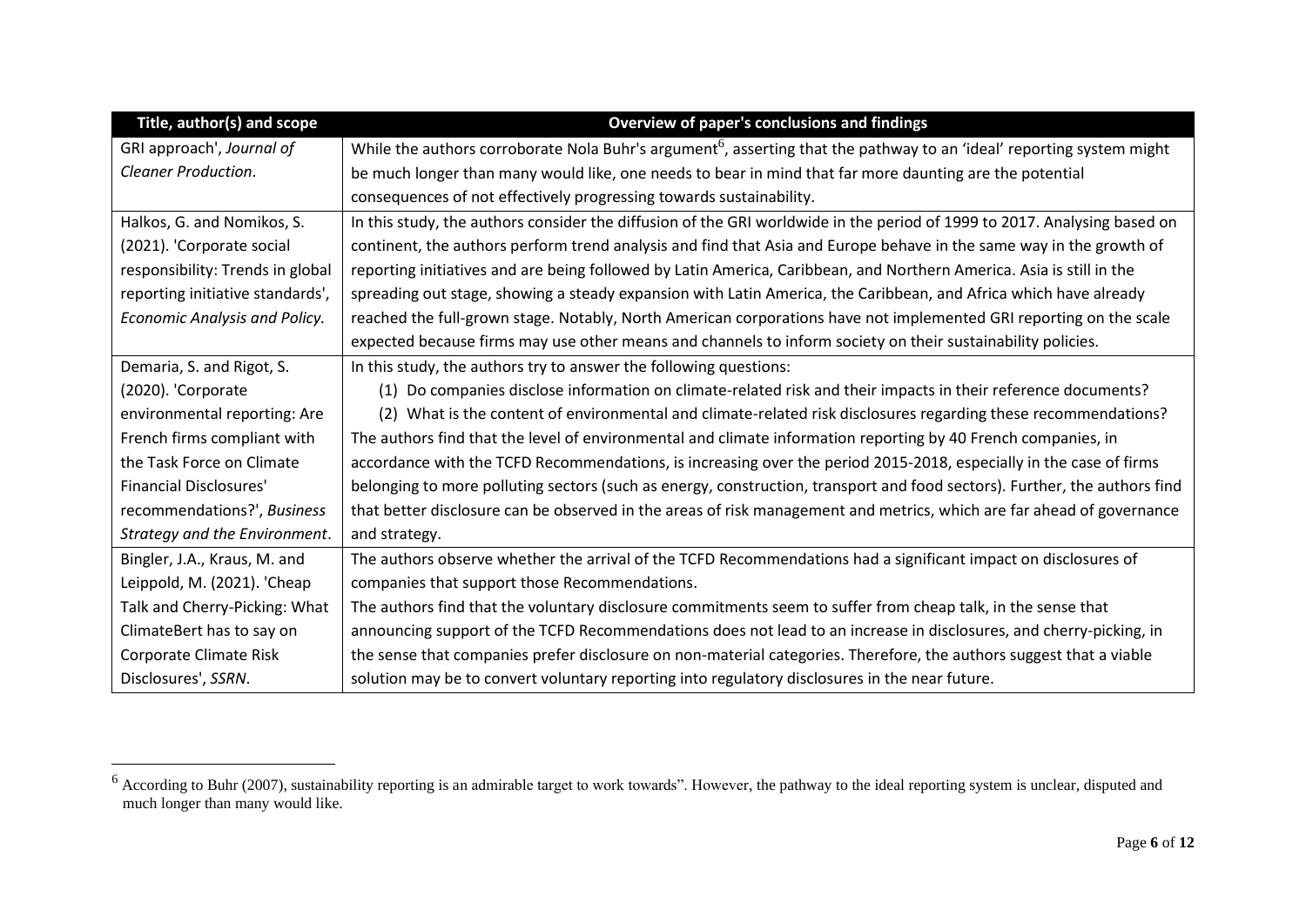| Title, author(s) and scope | Overview of paper's conclusions and findings |
| --- | --- |
| GRI approach', *Journal of Cleaner Production*. | While the authors corroborate Nola Buhr's argument[6], asserting that the pathway to an 'ideal' reporting system might be much longer than many would like, one needs to bear in mind that far more daunting are the potential consequences of not effectively progressing towards sustainability. |
| Halkos, G. and Nomikos, S. (2021). 'Corporate social responsibility: Trends in global reporting initiative standards', *Economic Analysis and Policy*. | In this study, the authors consider the diffusion of the GRI worldwide in the period of 1999 to 2017. Analysing based on continent, the authors perform trend analysis and find that Asia and Europe behave in the same way in the growth of reporting initiatives and are being followed by Latin America, Caribbean, and Northern America. Asia is still in the spreading out stage, showing a steady expansion with Latin America, the Caribbean, and Africa which have already reached the full-grown stage. Notably, North American corporations have not implemented GRI reporting on the scale expected because firms may use other means and channels to inform society on their sustainability policies. |
| Demaria, S. and Rigot, S. (2020). 'Corporate environmental reporting: Are French firms compliant with the Task Force on Climate Financial Disclosures' recommendations?', *Business Strategy and the Environment*. | In this study, the authors try to answer the following questions: (1) Do companies disclose information on climate-related risk and their impacts in their reference documents? (2) What is the content of environmental and climate-related risk disclosures regarding these recommendations? The authors find that the level of environmental and climate information reporting by 40 French companies, in accordance with the TCFD Recommendations, is increasing over the period 2015-2018, especially in the case of firms belonging to more polluting sectors (such as energy, construction, transport and food sectors). Further, the authors find that better disclosure can be observed in the areas of risk management and metrics, which are far ahead of governance and strategy. |
| Bingler, J.A., Kraus, M. and Leippold, M. (2021). 'Cheap Talk and Cherry-Picking: What ClimateBert has to say on Corporate Climate Risk Disclosures', *SSRN*. | The authors observe whether the arrival of the TCFD Recommendations had a significant impact on disclosures of companies that support those Recommendations. The authors find that the voluntary disclosure commitments seem to suffer from cheap talk, in the sense that announcing support of the TCFD Recommendations does not lead to an increase in disclosures, and cherry-picking, in the sense that companies prefer disclosure on non-material categories. Therefore, the authors suggest that a viable solution may be to convert voluntary reporting into regulatory disclosures in the near future. |

[6] According to Buhr (2007), sustainability reporting is an admirable target to work towards". However, the pathway to the ideal reporting system is unclear, disputed and much longer than many would like.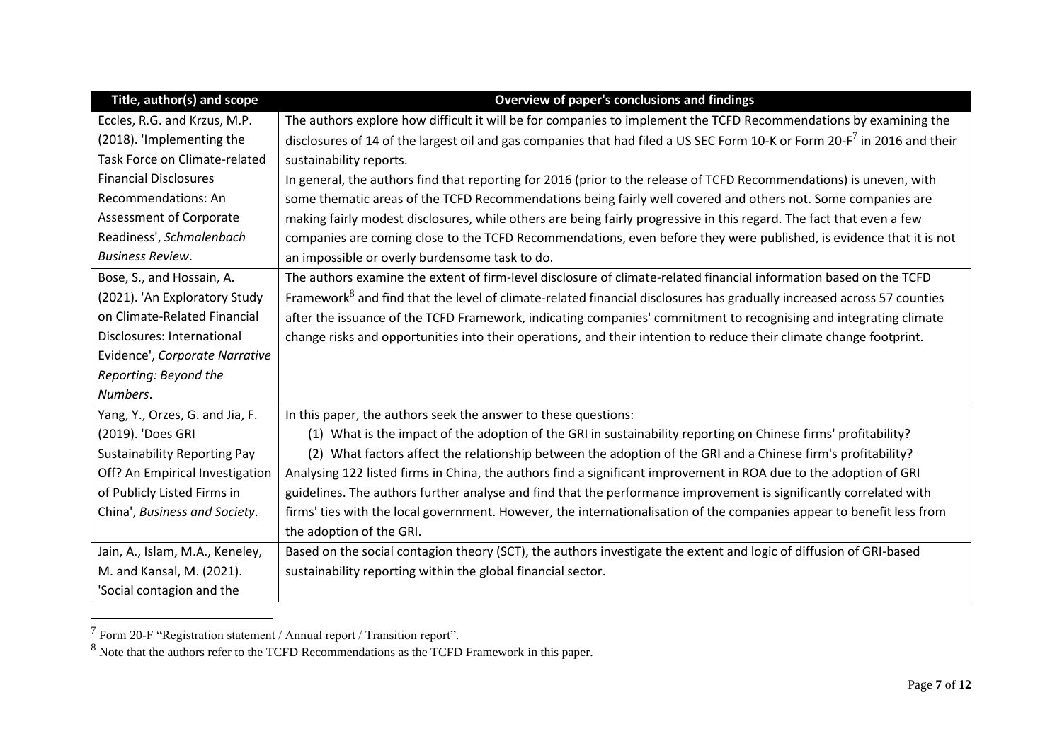| Title, author(s) and scope | Overview of paper's conclusions and findings |
|---|---|
| Eccles, R.G. and Krzus, M.P. (2018). 'Implementing the Task Force on Climate-related Financial Disclosures Recommendations: An Assessment of Corporate Readiness', *Schmalenbach Business Review*. | The authors explore how difficult it will be for companies to implement the TCFD Recommendations by examining the disclosures of 14 of the largest oil and gas companies that had filed a US SEC Form 10-K or Form 20-F[7] in 2016 and their sustainability reports.<br>In general, the authors find that reporting for 2016 (prior to the release of TCFD Recommendations) is uneven, with some thematic areas of the TCFD Recommendations being fairly well covered and others not. Some companies are making fairly modest disclosures, while others are being fairly progressive in this regard. The fact that even a few companies are coming close to the TCFD Recommendations, even before they were published, is evidence that it is not an impossible or overly burdensome task to do. |
| Bose, S., and Hossain, A. (2021). 'An Exploratory Study on Climate-Related Financial Disclosures: International Evidence', *Corporate Narrative Reporting: Beyond the Numbers*. | The authors examine the extent of firm-level disclosure of climate-related financial information based on the TCFD Framework[8] and find that the level of climate-related financial disclosures has gradually increased across 57 counties after the issuance of the TCFD Framework, indicating companies' commitment to recognising and integrating climate change risks and opportunities into their operations, and their intention to reduce their climate change footprint. |
| Yang, Y., Orzes, G. and Jia, F. (2019). 'Does GRI Sustainability Reporting Pay Off? An Empirical Investigation of Publicly Listed Firms in China', *Business and Society*. | In this paper, the authors seek the answer to these questions:<br>(1) What is the impact of the adoption of the GRI in sustainability reporting on Chinese firms' profitability?<br>(2) What factors affect the relationship between the adoption of the GRI and a Chinese firm's profitability?<br>Analysing 122 listed firms in China, the authors find a significant improvement in ROA due to the adoption of GRI guidelines. The authors further analyse and find that the performance improvement is significantly correlated with firms' ties with the local government. However, the internationalisation of the companies appear to benefit less from the adoption of the GRI. |
| Jain, A., Islam, M.A., Keneley, M. and Kansal, M. (2021). 'Social contagion and the | Based on the social contagion theory (SCT), the authors investigate the extent and logic of diffusion of GRI-based sustainability reporting within the global financial sector. |

[7] Form 20-F "Registration statement / Annual report / Transition report".

[8] Note that the authors refer to the TCFD Recommendations as the TCFD Framework in this paper.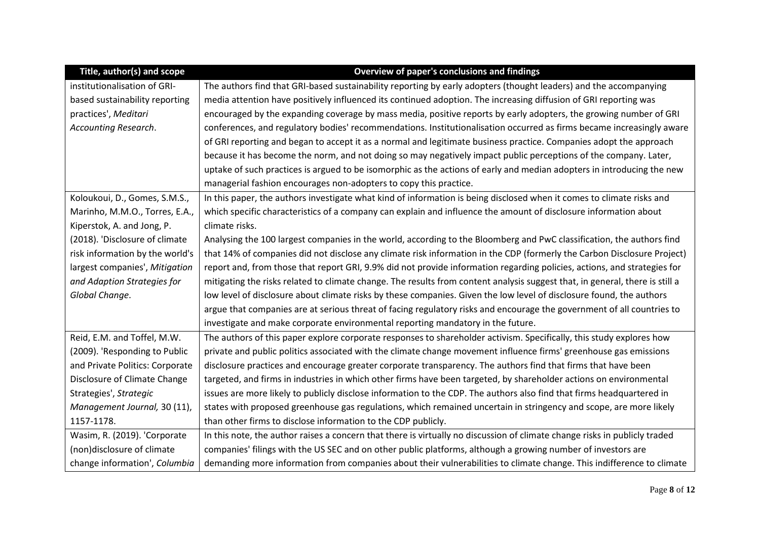| Title, author(s) and scope | Overview of paper's conclusions and findings |
| --- | --- |
| institutionalisation of GRI-based sustainability reporting practices', *Meditari Accounting Research*. | The authors find that GRI-based sustainability reporting by early adopters (thought leaders) and the accompanying media attention have positively influenced its continued adoption. The increasing diffusion of GRI reporting was encouraged by the expanding coverage by mass media, positive reports by early adopters, the growing number of GRI conferences, and regulatory bodies' recommendations. Institutionalisation occurred as firms became increasingly aware of GRI reporting and began to accept it as a normal and legitimate business practice. Companies adopt the approach because it has become the norm, and not doing so may negatively impact public perceptions of the company. Later, uptake of such practices is argued to be isomorphic as the actions of early and median adopters in introducing the new managerial fashion encourages non-adopters to copy this practice. |
| Koloukoui, D., Gomes, S.M.S., Marinho, M.M.O., Torres, E.A., Kiperstok, A. and Jong, P. (2018). 'Disclosure of climate risk information by the world's largest companies', *Mitigation and Adaption Strategies for Global Change*. | In this paper, the authors investigate what kind of information is being disclosed when it comes to climate risks and which specific characteristics of a company can explain and influence the amount of disclosure information about climate risks.<br>Analysing the 100 largest companies in the world, according to the Bloomberg and PwC classification, the authors find that 14% of companies did not disclose any climate risk information in the CDP (formerly the Carbon Disclosure Project) report and, from those that report GRI, 9.9% did not provide information regarding policies, actions, and strategies for mitigating the risks related to climate change. The results from content analysis suggest that, in general, there is still a low level of disclosure about climate risks by these companies. Given the low level of disclosure found, the authors argue that companies are at serious threat of facing regulatory risks and encourage the government of all countries to investigate and make corporate environmental reporting mandatory in the future. |
| Reid, E.M. and Toffel, M.W. (2009). 'Responding to Public and Private Politics: Corporate Disclosure of Climate Change Strategies', *Strategic Management Journal,* 30 (11), 1157-1178. | The authors of this paper explore corporate responses to shareholder activism. Specifically, this study explores how private and public politics associated with the climate change movement influence firms' greenhouse gas emissions disclosure practices and encourage greater corporate transparency. The authors find that firms that have been targeted, and firms in industries in which other firms have been targeted, by shareholder actions on environmental issues are more likely to publicly disclose information to the CDP. The authors also find that firms headquartered in states with proposed greenhouse gas regulations, which remained uncertain in stringency and scope, are more likely than other firms to disclose information to the CDP publicly. |
| Wasim, R. (2019). 'Corporate (non)disclosure of climate change information', *Columbia* | In this note, the author raises a concern that there is virtually no discussion of climate change risks in publicly traded companies' filings with the US SEC and on other public platforms, although a growing number of investors are demanding more information from companies about their vulnerabilities to climate change. This indifference to climate |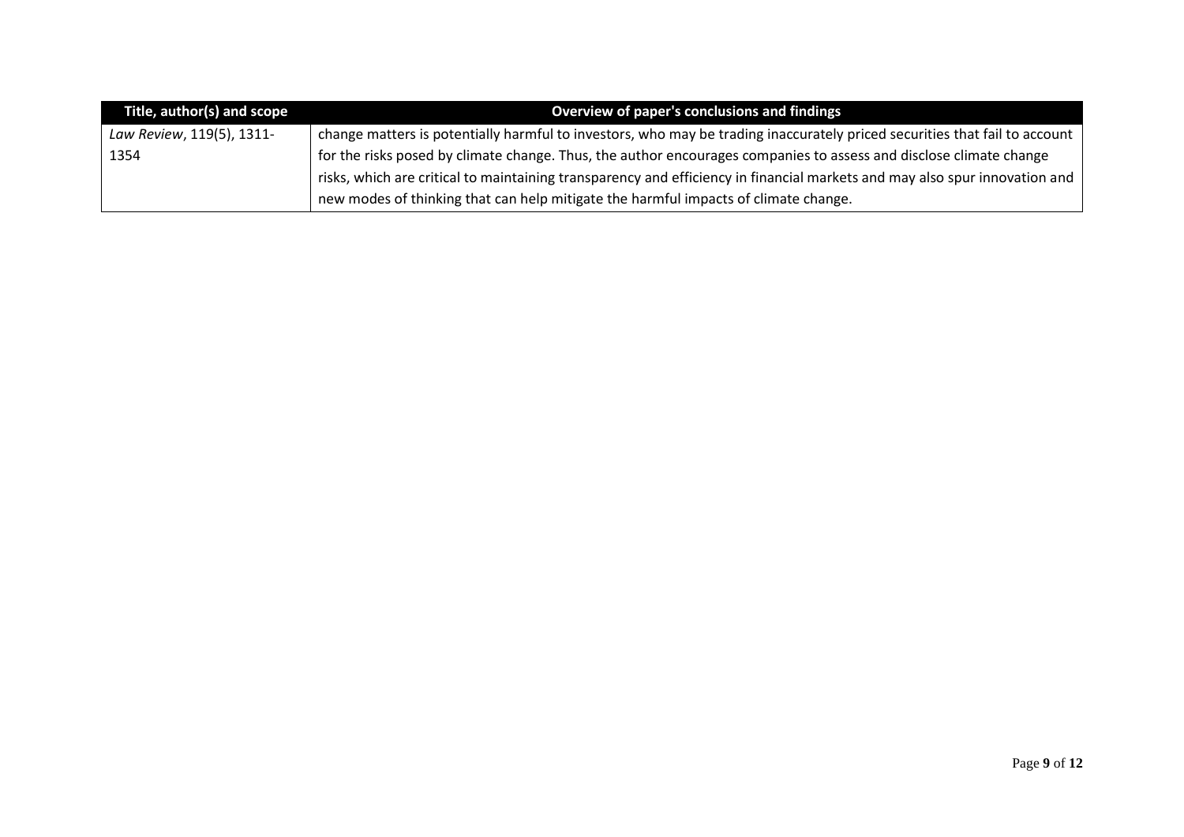| Title, author(s) and scope | Overview of paper's conclusions and findings |
|---|---|
| *Law Review*, 119(5), 1311-1354 | change matters is potentially harmful to investors, who may be trading inaccurately priced securities that fail to account for the risks posed by climate change. Thus, the author encourages companies to assess and disclose climate change risks, which are critical to maintaining transparency and efficiency in financial markets and may also spur innovation and new modes of thinking that can help mitigate the harmful impacts of climate change. |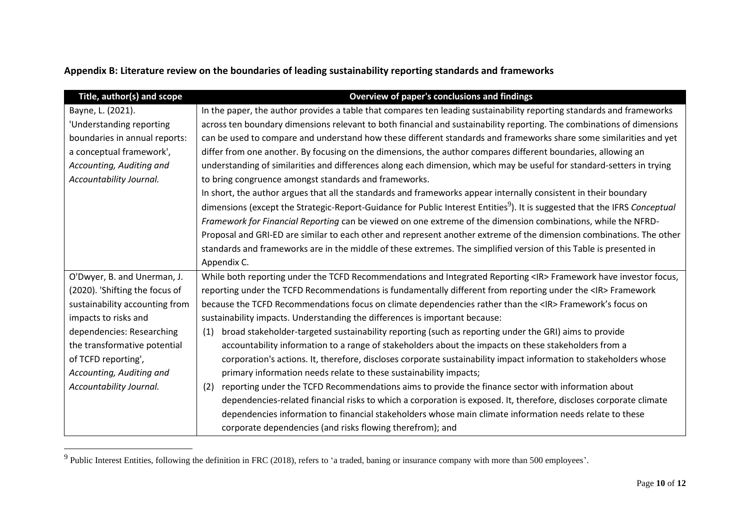**Appendix B: Literature review on the boundaries of leading sustainability reporting standards and frameworks**

| Title, author(s) and scope | Overview of paper's conclusions and findings |
|---|---|
| Bayne, L. (2021). 'Understanding reporting boundaries in annual reports: a conceptual framework', *Accounting, Auditing and Accountability Journal.* | In the paper, the author provides a table that compares ten leading sustainability reporting standards and frameworks across ten boundary dimensions relevant to both financial and sustainability reporting. The combinations of dimensions can be used to compare and understand how these different standards and frameworks share some similarities and yet differ from one another. By focusing on the dimensions, the author compares different boundaries, allowing an understanding of similarities and differences along each dimension, which may be useful for standard-setters in trying to bring congruence amongst standards and frameworks.<br>In short, the author argues that all the standards and frameworks appear internally consistent in their boundary dimensions (except the Strategic-Report-Guidance for Public Interest Entities[9]). It is suggested that the IFRS *Conceptual Framework for Financial Reporting* can be viewed on one extreme of the dimension combinations, while the NFRD-Proposal and GRI-ED are similar to each other and represent another extreme of the dimension combinations. The other standards and frameworks are in the middle of these extremes. The simplified version of this Table is presented in Appendix C. |
| O'Dwyer, B. and Unerman, J. (2020). 'Shifting the focus of sustainability accounting from impacts to risks and dependencies: Researching the transformative potential of TCFD reporting', *Accounting, Auditing and Accountability Journal.* | While both reporting under the TCFD Recommendations and Integrated Reporting <IR> Framework have investor focus, reporting under the TCFD Recommendations is fundamentally different from reporting under the <IR> Framework because the TCFD Recommendations focus on climate dependencies rather than the <IR> Framework's focus on sustainability impacts. Understanding the differences is important because:<br>(1) broad stakeholder-targeted sustainability reporting (such as reporting under the GRI) aims to provide accountability information to a range of stakeholders about the impacts on these stakeholders from a corporation's actions. It, therefore, discloses corporate sustainability impact information to stakeholders whose primary information needs relate to these sustainability impacts;<br>(2) reporting under the TCFD Recommendations aims to provide the finance sector with information about dependencies-related financial risks to which a corporation is exposed. It, therefore, discloses corporate climate dependencies information to financial stakeholders whose main climate information needs relate to these corporate dependencies (and risks flowing therefrom); and |

[9] Public Interest Entities, following the definition in FRC (2018), refers to 'a traded, baning or insurance company with more than 500 employees'.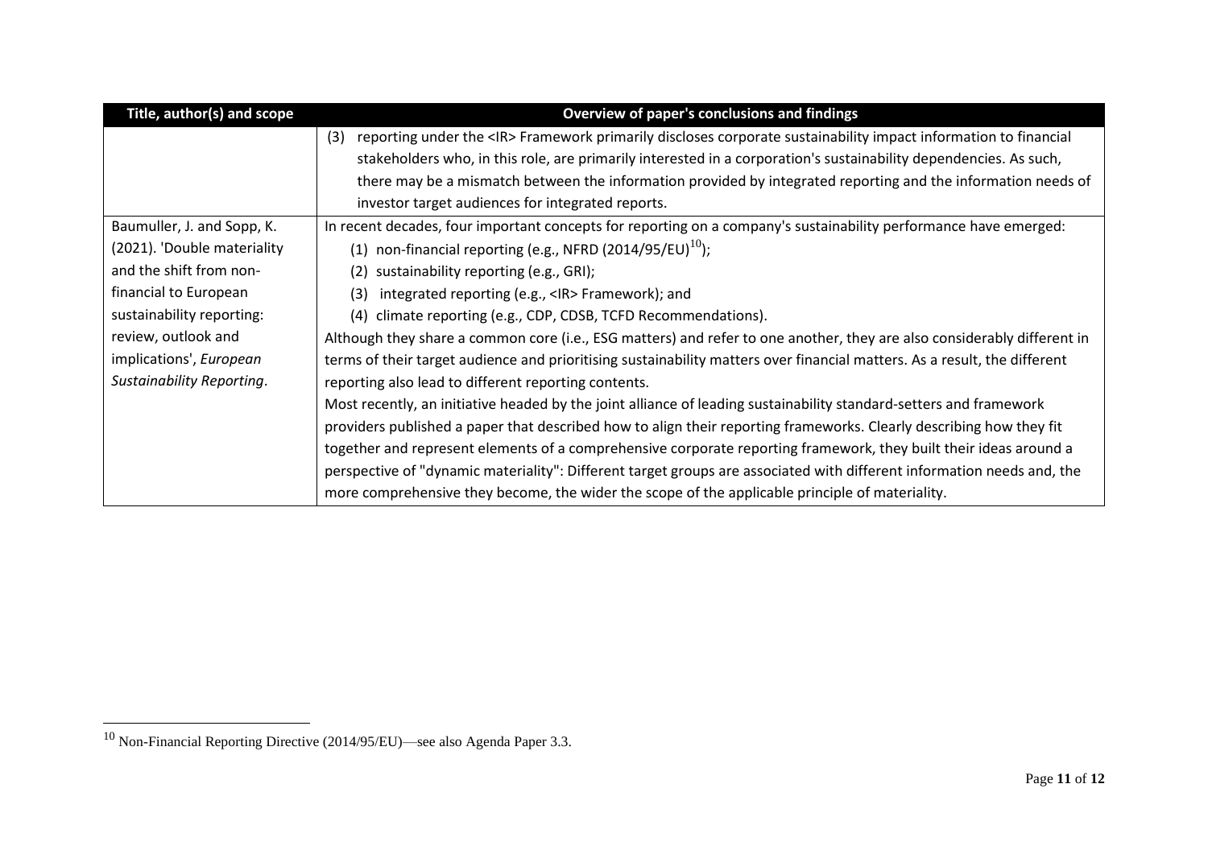| Title, author(s) and scope | Overview of paper's conclusions and findings |
|---|---|
| | (3) reporting under the <IR> Framework primarily discloses corporate sustainability impact information to financial stakeholders who, in this role, are primarily interested in a corporation's sustainability dependencies. As such, there may be a mismatch between the information provided by integrated reporting and the information needs of investor target audiences for integrated reports. |
| Baumuller, J. and Sopp, K. (2021). 'Double materiality and the shift from non-financial to European sustainability reporting: review, outlook and implications', *European Sustainability Reporting*. | In recent decades, four important concepts for reporting on a company's sustainability performance have emerged: (1) non-financial reporting (e.g., NFRD (2014/95/EU)[10]); (2) sustainability reporting (e.g., GRI); (3) integrated reporting (e.g., <IR> Framework); and (4) climate reporting (e.g., CDP, CDSB, TCFD Recommendations). Although they share a common core (i.e., ESG matters) and refer to one another, they are also considerably different in terms of their target audience and prioritising sustainability matters over financial matters. As a result, the different reporting also lead to different reporting contents. Most recently, an initiative headed by the joint alliance of leading sustainability standard-setters and framework providers published a paper that described how to align their reporting frameworks. Clearly describing how they fit together and represent elements of a comprehensive corporate reporting framework, they built their ideas around a perspective of "dynamic materiality": Different target groups are associated with different information needs and, the more comprehensive they become, the wider the scope of the applicable principle of materiality. |

[10] Non-Financial Reporting Directive (2014/95/EU)—see also Agenda Paper 3.3.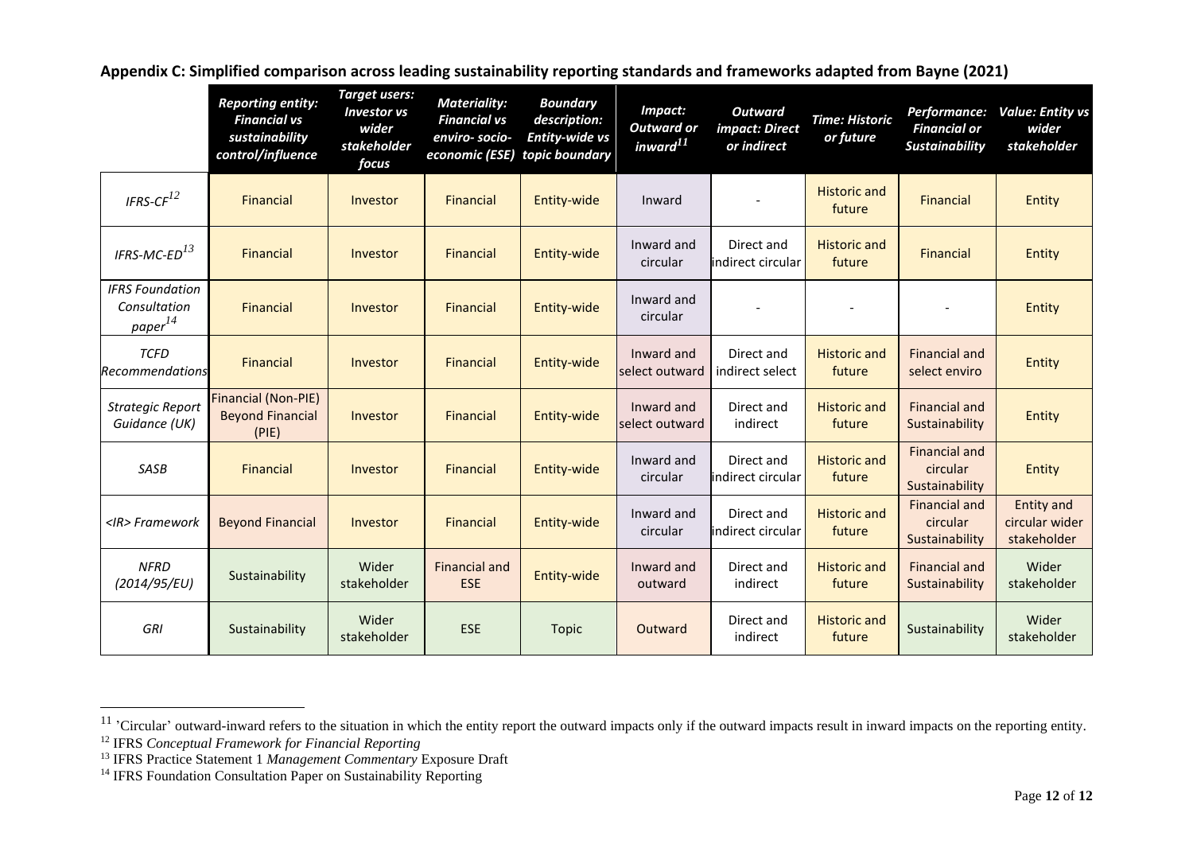## Appendix C: Simplified comparison across leading sustainability reporting standards and frameworks adapted from Bayne (2021)

| | *Reporting entity: Financial vs sustainability control/influence* | *Target users: Investor vs wider stakeholder focus* | *Materiality: Financial vs enviro- socio-economic (ESE)* | *Boundary description: Entity-wide vs topic boundary* | *Impact: Outward or inward*[11] | *Outward impact: Direct or indirect* | *Time: Historic or future* | *Performance: Financial or Sustainability* | *Value: Entity vs wider stakeholder* |
|---|---|---|---|---|---|---|---|---|---|
| *IFRS-CF*[12] | Financial | Investor | Financial | Entity-wide | Inward | - | Historic and future | Financial | Entity |
| *IFRS-MC-ED*[13] | Financial | Investor | Financial | Entity-wide | Inward and circular | Direct and indirect circular | Historic and future | Financial | Entity |
| *IFRS Foundation Consultation paper*[14] | Financial | Investor | Financial | Entity-wide | Inward and circular | - | - | - | Entity |
| *TCFD Recommendations* | Financial | Investor | Financial | Entity-wide | Inward and select outward | Direct and indirect select | Historic and future | Financial and select enviro | Entity |
| *Strategic Report Guidance (UK)* | Financial (Non-PIE) Beyond Financial (PIE) | Investor | Financial | Entity-wide | Inward and select outward | Direct and indirect | Historic and future | Financial and Sustainability | Entity |
| *SASB* | Financial | Investor | Financial | Entity-wide | Inward and circular | Direct and indirect circular | Historic and future | Financial and circular Sustainability | Entity |
| *<IR> Framework* | Beyond Financial | Investor | Financial | Entity-wide | Inward and circular | Direct and indirect circular | Historic and future | Financial and circular Sustainability | Entity and circular wider stakeholder |
| *NFRD (2014/95/EU)* | Sustainability | Wider stakeholder | Financial and ESE | Entity-wide | Inward and outward | Direct and indirect | Historic and future | Financial and Sustainability | Wider stakeholder |
| *GRI* | Sustainability | Wider stakeholder | ESE | Topic | Outward | Direct and indirect | Historic and future | Sustainability | Wider stakeholder |

[11] 'Circular' outward-inward refers to the situation in which the entity report the outward impacts only if the outward impacts result in inward impacts on the reporting entity.

[12] IFRS *Conceptual Framework for Financial Reporting*

[13] IFRS Practice Statement 1 *Management Commentary* Exposure Draft

[14] IFRS Foundation Consultation Paper on Sustainability Reporting